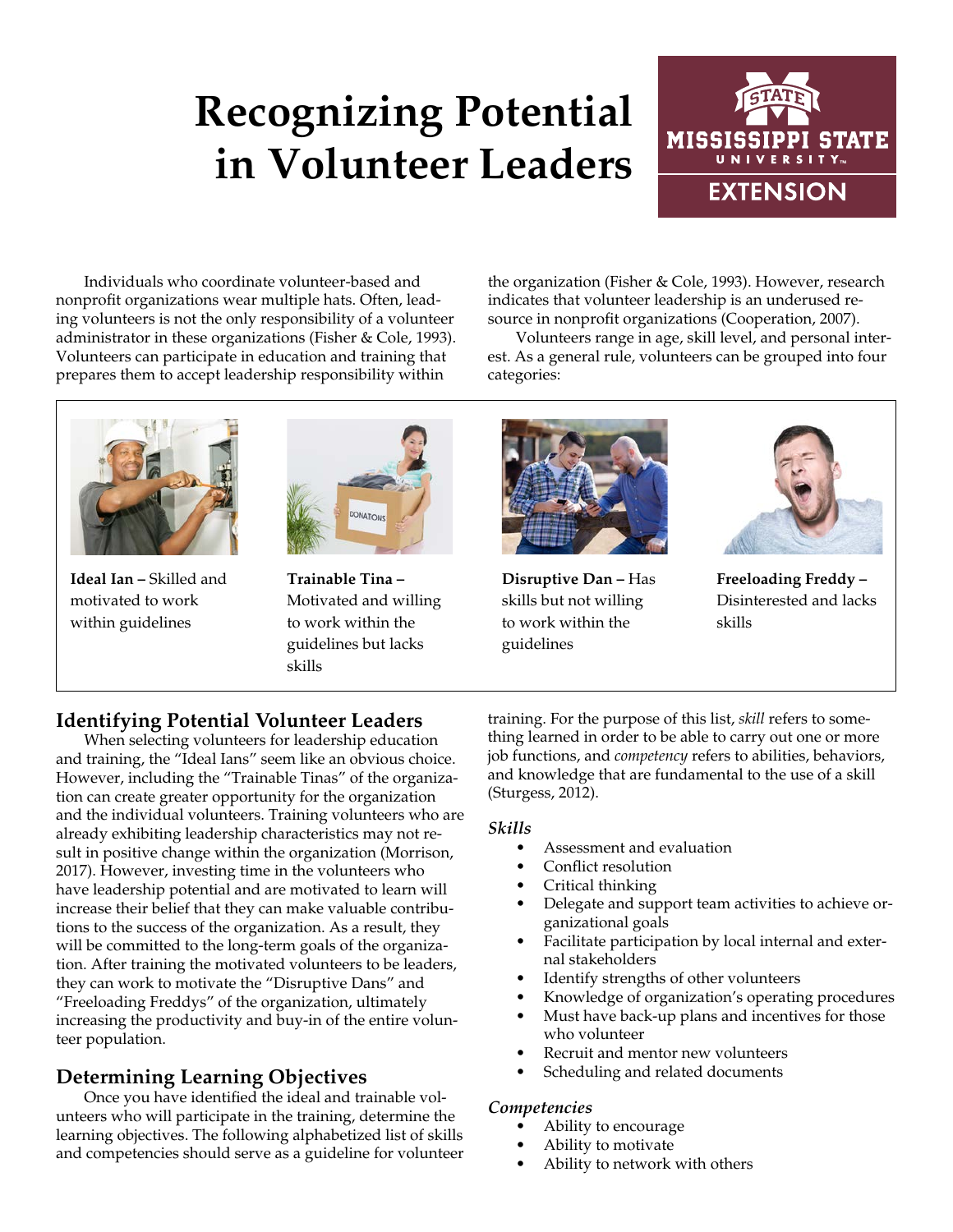# Recognizing Potential in Volunteer Leaders

Individuals who coordinate volunteer-based and nonprofit organizations wear multiple hats. Often, leading volunteers is not the only responsibility of a volunteer administrator in these organizations (Fisher & Cole, 1993). Volunteers can participate in education and training that prepares them to accept leadership responsibility within the organization (Fisher & Cole, 1993). However, research indicates that volunteer leadership is an underused resource in nonprofit organizations (Cooperation, 2007).

Volunteers range in age, skill level, and personal interest. As a general rule, volunteers can be grouped into four categories:

**Ideal Ian –** Skilled and motivated to work within guidelines

**Trainable Tina –** Motivated and willing to work within the guidelines but lacks skills

**Disruptive Dan –** Has skills but not willing to work within the guidelines

**Freeloading Freddy –** Disinterested and lacks skills

## Identifying Potential Volunteer Leaders

When selecting volunteers for leadership education and training, the "Ideal Ians" seem like an obvious choice. However, including the "Trainable Tinas" of the organization can create greater opportunity for the organization and the individual volunteers. Training volunteers who are already exhibiting leadership characteristics may not result in positive change within the organization (Morrison, 2017). However, investing time in the volunteers who have leadership potential and are motivated to learn will increase their belief that they can make valuable contributions to the success of the organization. As a result, they will be committed to the long-term goals of the organization. After training the motivated volunteers to be leaders, they can work to motivate the "Disruptive Dans" and "Freeloading Freddys" of the organization, ultimately increasing the productivity and buy-in of the entire volunteer population.

## Determining Learning Objectives

Once you have identified the ideal and trainable volunteers who will participate in the training, determine the learning objectives. The following alphabetized list of skills and competencies should serve as a guideline for volunteer training. For the purpose of this list, *skill* refers to something learned in order to be able to carry out one or more job functions, and *competency* refers to abilities, behaviors, and knowledge that are fundamental to the use of a skill (Sturgess, 2012).

### *Skills*

- Assessment and evaluation
- Conflict resolution
- Critical thinking
- Delegate and support team activities to achieve organizational goals
- Facilitate participation by local internal and external stakeholders
- Identify strengths of other volunteers
- Knowledge of organization's operating procedures
- Must have back-up plans and incentives for those who volunteer
- Recruit and mentor new volunteers
- Scheduling and related documents

### *Competencies*

- Ability to encourage
- Ability to motivate
- Ability to network with others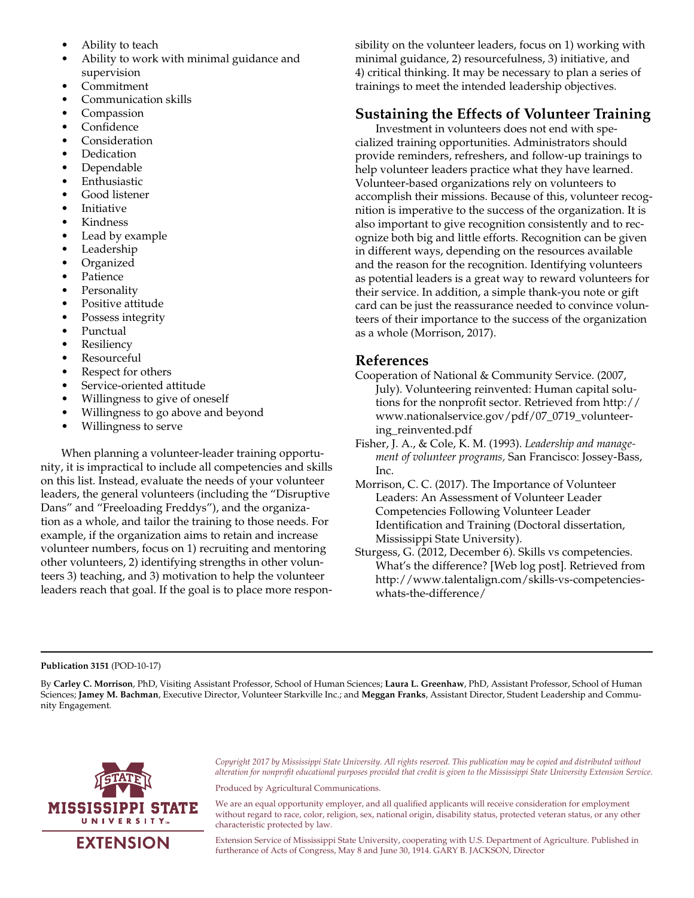- Ability to teach
- Ability to work with minimal guidance and supervision
- Commitment
- Communication skills
- Compassion
- Confidence
- Consideration
- Dedication
- Dependable
- Enthusiastic
- Good listener
- Initiative
- Kindness
- Lead by example
- Leadership
- Organized
- Patience
- Personality
- Positive attitude
- Possess integrity
- Punctual
- Resiliency
- Resourceful
- Respect for others
- Service-oriented attitude
- Willingness to give of oneself
- Willingness to go above and beyond
- Willingness to serve

When planning a volunteer-leader training opportunity, it is impractical to include all competencies and skills on this list. Instead, evaluate the needs of your volunteer leaders, the general volunteers (including the "Disruptive Dans" and "Freeloading Freddys"), and the organization as a whole, and tailor the training to those needs. For example, if the organization aims to retain and increase volunteer numbers, focus on 1) recruiting and mentoring other volunteers, 2) identifying strengths in other volunteers 3) teaching, and 3) motivation to help the volunteer leaders reach that goal. If the goal is to place more responsibility on the volunteer leaders, focus on 1) working with minimal guidance, 2) resourcefulness, 3) initiative, and 4) critical thinking. It may be necessary to plan a series of trainings to meet the intended leadership objectives.

## Sustaining the Effects of Volunteer Training

Investment in volunteers does not end with specialized training opportunities. Administrators should provide reminders, refreshers, and follow-up trainings to help volunteer leaders practice what they have learned. Volunteer-based organizations rely on volunteers to accomplish their missions. Because of this, volunteer recognition is imperative to the success of the organization. It is also important to give recognition consistently and to recognize both big and little efforts. Recognition can be given in different ways, depending on the resources available and the reason for the recognition. Identifying volunteers as potential leaders is a great way to reward volunteers for their service. In addition, a simple thank-you note or gift card can be just the reassurance needed to convince volunteers of their importance to the success of the organization as a whole (Morrison, 2017).

## References

Cooperation of National & Community Service. (2007, July). Volunteering reinvented: Human capital solutions for the nonprofit sector. Retrieved from http://www.nationalservice.gov/pdf/07_0719_volunteering_reinvented.pdf

Fisher, J. A., & Cole, K. M. (1993). *Leadership and management of volunteer programs*, San Francisco: Jossey-Bass, Inc.

Morrison, C. C. (2017). The Importance of Volunteer Leaders: An Assessment of Volunteer Leader Competencies Following Volunteer Leader Identification and Training (Doctoral dissertation, Mississippi State University).

Sturgess, G. (2012, December 6). Skills vs competencies. What's the difference? [Web log post]. Retrieved from http://www.talentalign.com/skills-vs-competencies-whats-the-difference/

---

**Publication 3151** (POD-10-17)

By **Carley C. Morrison**, PhD, Visiting Assistant Professor, School of Human Sciences; **Laura L. Greenhaw**, PhD, Assistant Professor, School of Human Sciences; **Jamey M. Bachman**, Executive Director, Volunteer Starkville Inc.; and **Meggan Franks**, Assistant Director, Student Leadership and Community Engagement.

MISSISSIPPI STATE UNIVERSITY EXTENSION

*Copyright 2017 by Mississippi State University. All rights reserved. This publication may be copied and distributed without alteration for nonprofit educational purposes provided that credit is given to the Mississippi State University Extension Service.*

Produced by Agricultural Communications.

We are an equal opportunity employer, and all qualified applicants will receive consideration for employment without regard to race, color, religion, sex, national origin, disability status, protected veteran status, or any other characteristic protected by law.

Extension Service of Mississippi State University, cooperating with U.S. Department of Agriculture. Published in furtherance of Acts of Congress, May 8 and June 30, 1914. GARY B. JACKSON, Director